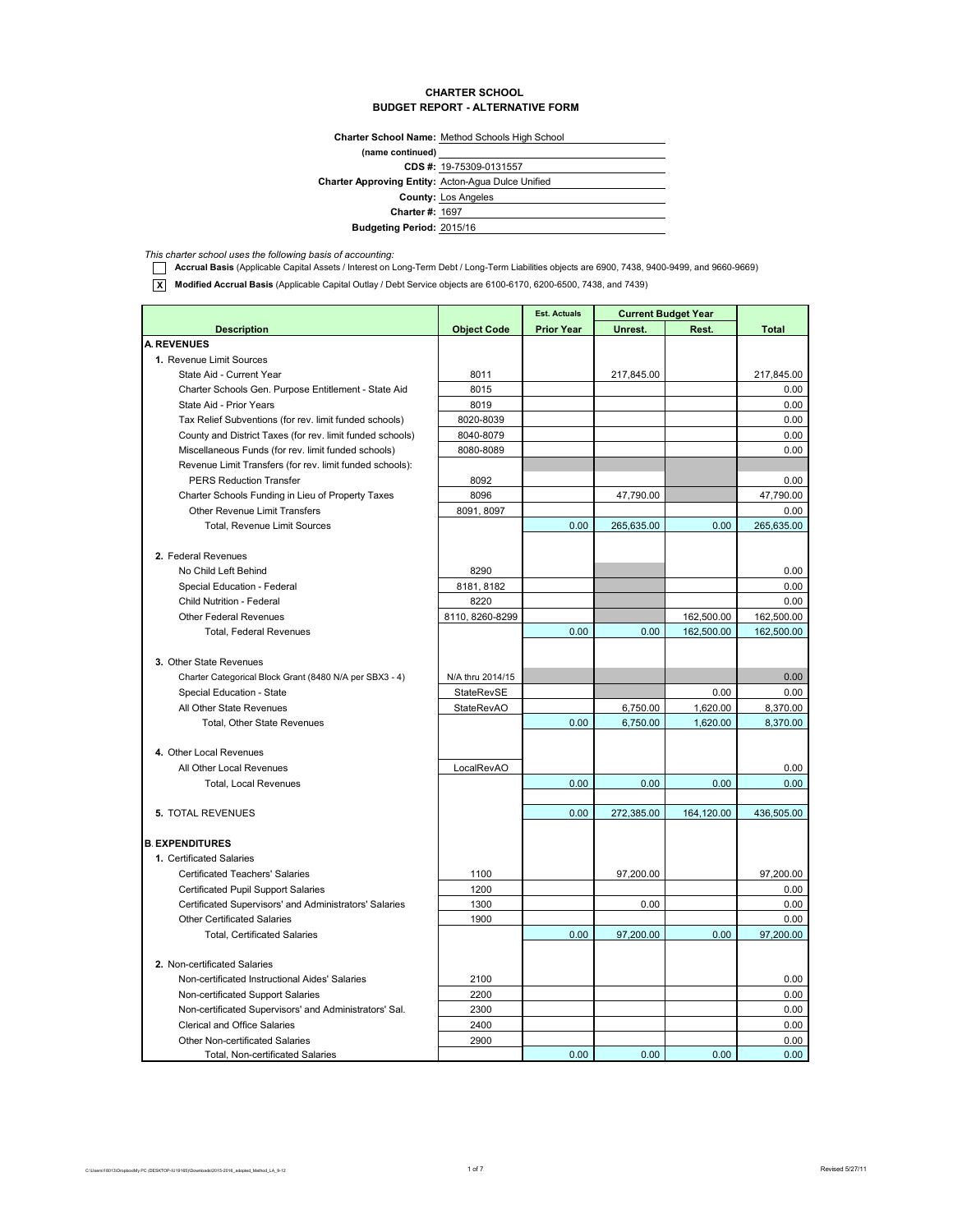# CHARTER SCHOOL
## BUDGET REPORT - ALTERNATIVE FORM

**Charter School Name:** Method Schools High School
**(name continued)**
**CDS #:** 19-75309-0131557
**Charter Approving Entity:** Acton-Agua Dulce Unified
**County:** Los Angeles
**Charter #:** 1697
**Budgeting Period:** 2015/16

*This charter school uses the following basis of accounting:*

[ ] **Accrual Basis** (Applicable Capital Assets / Interest on Long-Term Debt / Long-Term Liabilities objects are 6900, 7438, 9400-9499, and 9660-9669)

[X] **Modified Accrual Basis** (Applicable Capital Outlay / Debt Service objects are 6100-6170, 6200-6500, 7438, and 7439)

| Description | Object Code | Est. Actuals | Current Budget Year | | Total |
|---|---|---|---|---|---|
| | | Prior Year | Unrest. | Rest. | |
| **A. REVENUES** | | | | | |
| **1.** Revenue Limit Sources | | | | | |
| State Aid - Current Year | 8011 | | 217,845.00 | | 217,845.00 |
| Charter Schools Gen. Purpose Entitlement - State Aid | 8015 | | | | 0.00 |
| State Aid - Prior Years | 8019 | | | | 0.00 |
| Tax Relief Subventions (for rev. limit funded schools) | 8020-8039 | | | | 0.00 |
| County and District Taxes (for rev. limit funded schools) | 8040-8079 | | | | 0.00 |
| Miscellaneous Funds (for rev. limit funded schools) | 8080-8089 | | | | 0.00 |
| Revenue Limit Transfers (for rev. limit funded schools): | | | | | |
| PERS Reduction Transfer | 8092 | | | | 0.00 |
| Charter Schools Funding in Lieu of Property Taxes | 8096 | | 47,790.00 | | 47,790.00 |
| Other Revenue Limit Transfers | 8091, 8097 | | | | 0.00 |
| Total, Revenue Limit Sources | | 0.00 | 265,635.00 | 0.00 | 265,635.00 |
| | | | | | |
| **2.** Federal Revenues | | | | | |
| No Child Left Behind | 8290 | | | | 0.00 |
| Special Education - Federal | 8181, 8182 | | | | 0.00 |
| Child Nutrition - Federal | 8220 | | | | 0.00 |
| Other Federal Revenues | 8110, 8260-8299 | | | 162,500.00 | 162,500.00 |
| Total, Federal Revenues | | 0.00 | 0.00 | 162,500.00 | 162,500.00 |
| | | | | | |
| **3.** Other State Revenues | | | | | |
| Charter Categorical Block Grant (8480 N/A per SBX3 - 4) | N/A thru 2014/15 | | | | 0.00 |
| Special Education - State | StateRevSE | | | 0.00 | 0.00 |
| All Other State Revenues | StateRevAO | | 6,750.00 | 1,620.00 | 8,370.00 |
| Total, Other State Revenues | | 0.00 | 6,750.00 | 1,620.00 | 8,370.00 |
| | | | | | |
| **4.** Other Local Revenues | | | | | |
| All Other Local Revenues | LocalRevAO | | | | 0.00 |
| Total, Local Revenues | | 0.00 | 0.00 | 0.00 | 0.00 |
| | | | | | |
| **5.** TOTAL REVENUES | | 0.00 | 272,385.00 | 164,120.00 | 436,505.00 |
| | | | | | |
| **B. EXPENDITURES** | | | | | |
| **1.** Certificated Salaries | | | | | |
| Certificated Teachers' Salaries | 1100 | | 97,200.00 | | 97,200.00 |
| Certificated Pupil Support Salaries | 1200 | | | | 0.00 |
| Certificated Supervisors' and Administrators' Salaries | 1300 | | 0.00 | | 0.00 |
| Other Certificated Salaries | 1900 | | | | 0.00 |
| Total, Certificated Salaries | | 0.00 | 97,200.00 | 0.00 | 97,200.00 |
| | | | | | |
| **2.** Non-certificated Salaries | | | | | |
| Non-certificated Instructional Aides' Salaries | 2100 | | | | 0.00 |
| Non-certificated Support Salaries | 2200 | | | | 0.00 |
| Non-certificated Supervisors' and Administrators' Sal. | 2300 | | | | 0.00 |
| Clerical and Office Salaries | 2400 | | | | 0.00 |
| Other Non-certificated Salaries | 2900 | | | | 0.00 |
| Total, Non-certificated Salaries | | 0.00 | 0.00 | 0.00 | 0.00 |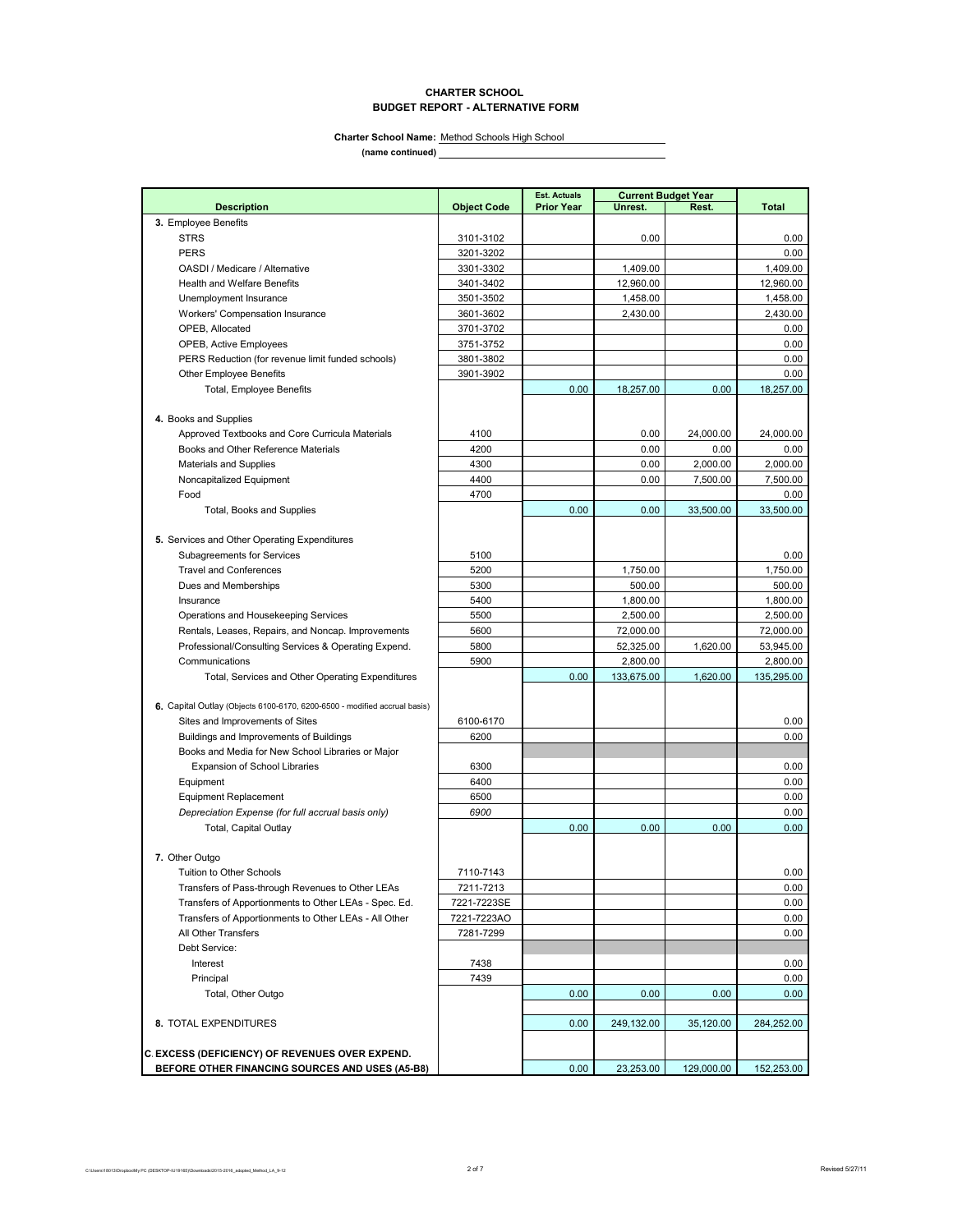**CHARTER SCHOOL**
**BUDGET REPORT - ALTERNATIVE FORM**

**Charter School Name:** Method Schools High School
**(name continued)**

| Description | Object Code | Est. Actuals Prior Year | Current Budget Year Unrest. | Rest. | Total |
|---|---|---|---|---|---|
| **3.** Employee Benefits | | | | | |
| STRS | 3101-3102 | | 0.00 | | 0.00 |
| PERS | 3201-3202 | | | | 0.00 |
| OASDI / Medicare / Alternative | 3301-3302 | | 1,409.00 | | 1,409.00 |
| Health and Welfare Benefits | 3401-3402 | | 12,960.00 | | 12,960.00 |
| Unemployment Insurance | 3501-3502 | | 1,458.00 | | 1,458.00 |
| Workers' Compensation Insurance | 3601-3602 | | 2,430.00 | | 2,430.00 |
| OPEB, Allocated | 3701-3702 | | | | 0.00 |
| OPEB, Active Employees | 3751-3752 | | | | 0.00 |
| PERS Reduction (for revenue limit funded schools) | 3801-3802 | | | | 0.00 |
| Other Employee Benefits | 3901-3902 | | | | 0.00 |
| Total, Employee Benefits | | 0.00 | 18,257.00 | 0.00 | 18,257.00 |
| **4.** Books and Supplies | | | | | |
| Approved Textbooks and Core Curricula Materials | 4100 | | 0.00 | 24,000.00 | 24,000.00 |
| Books and Other Reference Materials | 4200 | | 0.00 | 0.00 | 0.00 |
| Materials and Supplies | 4300 | | 0.00 | 2,000.00 | 2,000.00 |
| Noncapitalized Equipment | 4400 | | 0.00 | 7,500.00 | 7,500.00 |
| Food | 4700 | | | | 0.00 |
| Total, Books and Supplies | | 0.00 | 0.00 | 33,500.00 | 33,500.00 |
| **5.** Services and Other Operating Expenditures | | | | | |
| Subagreements for Services | 5100 | | | | 0.00 |
| Travel and Conferences | 5200 | | 1,750.00 | | 1,750.00 |
| Dues and Memberships | 5300 | | 500.00 | | 500.00 |
| Insurance | 5400 | | 1,800.00 | | 1,800.00 |
| Operations and Housekeeping Services | 5500 | | 2,500.00 | | 2,500.00 |
| Rentals, Leases, Repairs, and Noncap. Improvements | 5600 | | 72,000.00 | | 72,000.00 |
| Professional/Consulting Services & Operating Expend. | 5800 | | 52,325.00 | 1,620.00 | 53,945.00 |
| Communications | 5900 | | 2,800.00 | | 2,800.00 |
| Total, Services and Other Operating Expenditures | | 0.00 | 133,675.00 | 1,620.00 | 135,295.00 |
| **6.** Capital Outlay (Objects 6100-6170, 6200-6500 - modified accrual basis) | | | | | |
| Sites and Improvements of Sites | 6100-6170 | | | | 0.00 |
| Buildings and Improvements of Buildings | 6200 | | | | 0.00 |
| Books and Media for New School Libraries or Major Expansion of School Libraries | 6300 | | | | 0.00 |
| Equipment | 6400 | | | | 0.00 |
| Equipment Replacement | 6500 | | | | 0.00 |
| *Depreciation Expense (for full accrual basis only)* | *6900* | | | | 0.00 |
| Total, Capital Outlay | | 0.00 | 0.00 | 0.00 | 0.00 |
| **7.** Other Outgo | | | | | |
| Tuition to Other Schools | 7110-7143 | | | | 0.00 |
| Transfers of Pass-through Revenues to Other LEAs | 7211-7213 | | | | 0.00 |
| Transfers of Apportionments to Other LEAs - Spec. Ed. | 7221-7223SE | | | | 0.00 |
| Transfers of Apportionments to Other LEAs - All Other | 7221-7223AO | | | | 0.00 |
| All Other Transfers | 7281-7299 | | | | 0.00 |
| Debt Service: | | | | | |
| Interest | 7438 | | | | 0.00 |
| Principal | 7439 | | | | 0.00 |
| Total, Other Outgo | | 0.00 | 0.00 | 0.00 | 0.00 |
| **8.** TOTAL EXPENDITURES | | 0.00 | 249,132.00 | 35,120.00 | 284,252.00 |
| **C. EXCESS (DEFICIENCY) OF REVENUES OVER EXPEND. BEFORE OTHER FINANCING SOURCES AND USES (A5-B8)** | | 0.00 | 23,253.00 | 129,000.00 | 152,253.00 |

C:\Users\18013\Dropbox\My PC (DESKTOP-IU19165)\Downloads\2015-2016_adopted_Method_LA_9-12

Revised 5/27/11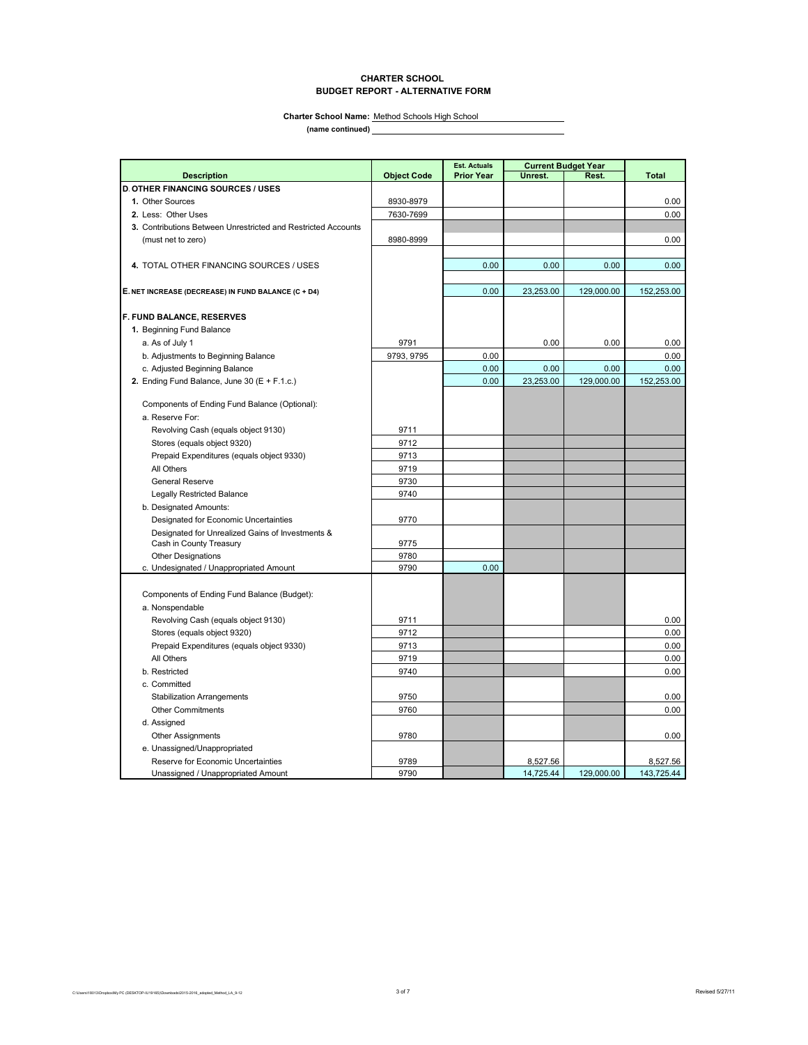**CHARTER SCHOOL**
**BUDGET REPORT - ALTERNATIVE FORM**

**Charter School Name:** Method Schools High School
**(name continued)**

| Description | Object Code | Est. Actuals Prior Year | Current Budget Year Unrest. | Rest. | Total |
|---|---|---|---|---|---|
| **D. OTHER FINANCING SOURCES / USES** | | | | | |
| **1.** Other Sources | 8930-8979 | | | | 0.00 |
| **2.** Less: Other Uses | 7630-7699 | | | | 0.00 |
| **3.** Contributions Between Unrestricted and Restricted Accounts | | | | | |
| (must net to zero) | 8980-8999 | | | | 0.00 |
| **4.** TOTAL OTHER FINANCING SOURCES / USES | | 0.00 | 0.00 | 0.00 | 0.00 |
| **E. NET INCREASE (DECREASE) IN FUND BALANCE (C + D4)** | | 0.00 | 23,253.00 | 129,000.00 | 152,253.00 |
| **F. FUND BALANCE, RESERVES** | | | | | |
| **1.** Beginning Fund Balance | | | | | |
| a. As of July 1 | 9791 | | 0.00 | 0.00 | 0.00 |
| b. Adjustments to Beginning Balance | 9793, 9795 | 0.00 | | | 0.00 |
| c. Adjusted Beginning Balance | | 0.00 | 0.00 | 0.00 | 0.00 |
| **2.** Ending Fund Balance, June 30 (E + F.1.c.) | | 0.00 | 23,253.00 | 129,000.00 | 152,253.00 |
| Components of Ending Fund Balance (Optional): | | | | | |
| a. Reserve For: | | | | | |
| Revolving Cash (equals object 9130) | 9711 | | | | |
| Stores (equals object 9320) | 9712 | | | | |
| Prepaid Expenditures (equals object 9330) | 9713 | | | | |
| All Others | 9719 | | | | |
| General Reserve | 9730 | | | | |
| Legally Restricted Balance | 9740 | | | | |
| b. Designated Amounts: | | | | | |
| Designated for Economic Uncertainties | 9770 | | | | |
| Designated for Unrealized Gains of Investments & Cash in County Treasury | 9775 | | | | |
| Other Designations | 9780 | | | | |
| c. Undesignated / Unappropriated Amount | 9790 | 0.00 | | | |
| Components of Ending Fund Balance (Budget): | | | | | |
| a. Nonspendable | | | | | |
| Revolving Cash (equals object 9130) | 9711 | | | | 0.00 |
| Stores (equals object 9320) | 9712 | | | | 0.00 |
| Prepaid Expenditures (equals object 9330) | 9713 | | | | 0.00 |
| All Others | 9719 | | | | 0.00 |
| b. Restricted | 9740 | | | | 0.00 |
| c. Committed | | | | | |
| Stabilization Arrangements | 9750 | | | | 0.00 |
| Other Commitments | 9760 | | | | 0.00 |
| d. Assigned | | | | | |
| Other Assignments | 9780 | | | | 0.00 |
| e. Unassigned/Unappropriated | | | | | |
| Reserve for Economic Uncertainties | 9789 | | 8,527.56 | | 8,527.56 |
| Unassigned / Unappropriated Amount | 9790 | | 14,725.44 | 129,000.00 | 143,725.44 |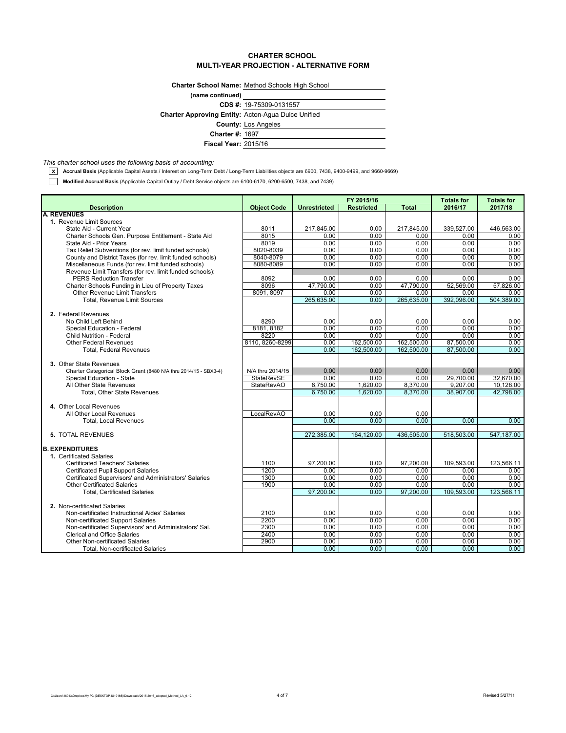# CHARTER SCHOOL
## MULTI-YEAR PROJECTION - ALTERNATIVE FORM

**Charter School Name:** Method Schools High School

**(name continued)**

**CDS #:** 19-75309-0131557

**Charter Approving Entity:** Acton-Agua Dulce Unified

**County:** Los Angeles

**Charter #:** 1697

**Fiscal Year:** 2015/16

*This charter school uses the following basis of accounting:*

[x] **Accrual Basis** (Applicable Capital Assets / Interest on Long-Term Debt / Long-Term Liabilities objects are 6900, 7438, 9400-9499, and 9660-9669)

[ ] **Modified Accrual Basis** (Applicable Capital Outlay / Debt Service objects are 6100-6170, 6200-6500, 7438, and 7439)

| Description | Object Code | FY 2015/16 | | | Totals for | Totals for |
|---|---|---|---|---|---|---|
| | | Unrestricted | Restricted | Total | 2016/17 | 2017/18 |
| **A. REVENUES** | | | | | | |
| 1. Revenue Limit Sources | | | | | | |
| State Aid - Current Year | 8011 | 217,845.00 | 0.00 | 217,845.00 | 339,527.00 | 446,563.00 |
| Charter Schools Gen. Purpose Entitlement - State Aid | 8015 | 0.00 | 0.00 | 0.00 | 0.00 | 0.00 |
| State Aid - Prior Years | 8019 | 0.00 | 0.00 | 0.00 | 0.00 | 0.00 |
| Tax Relief Subventions (for rev. limit funded schools) | 8020-8039 | 0.00 | 0.00 | 0.00 | 0.00 | 0.00 |
| County and District Taxes (for rev. limit funded schools) | 8040-8079 | 0.00 | 0.00 | 0.00 | 0.00 | 0.00 |
| Miscellaneous Funds (for rev. limit funded schools) | 8080-8089 | 0.00 | 0.00 | 0.00 | 0.00 | 0.00 |
| Revenue Limit Transfers (for rev. limit funded schools): | | | | | | |
| PERS Reduction Transfer | 8092 | 0.00 | 0.00 | 0.00 | 0.00 | 0.00 |
| Charter Schools Funding in Lieu of Property Taxes | 8096 | 47,790.00 | 0.00 | 47,790.00 | 52,569.00 | 57,826.00 |
| Other Revenue Limit Transfers | 8091, 8097 | 0.00 | 0.00 | 0.00 | 0.00 | 0.00 |
| Total, Revenue Limit Sources | | 265,635.00 | 0.00 | 265,635.00 | 392,096.00 | 504,389.00 |
| 2. Federal Revenues | | | | | | |
| No Child Left Behind | 8290 | 0.00 | 0.00 | 0.00 | 0.00 | 0.00 |
| Special Education - Federal | 8181, 8182 | 0.00 | 0.00 | 0.00 | 0.00 | 0.00 |
| Child Nutrition - Federal | 8220 | 0.00 | 0.00 | 0.00 | 0.00 | 0.00 |
| Other Federal Revenues | 8110, 8260-8299 | 0.00 | 162,500.00 | 162,500.00 | 87,500.00 | 0.00 |
| Total, Federal Revenues | | 0.00 | 162,500.00 | 162,500.00 | 87,500.00 | 0.00 |
| 3. Other State Revenues | | | | | | |
| Charter Categorical Block Grant (8480 N/A thru 2014/15 - SBX3-4) | N/A thru 2014/15 | 0.00 | 0.00 | 0.00 | 0.00 | 0.00 |
| Special Education - State | StateRevSE | 0.00 | 0.00 | 0.00 | 29,700.00 | 32,670.00 |
| All Other State Revenues | StateRevAO | 6,750.00 | 1,620.00 | 8,370.00 | 9,207.00 | 10,128.00 |
| Total, Other State Revenues | | 6,750.00 | 1,620.00 | 8,370.00 | 38,907.00 | 42,798.00 |
| 4. Other Local Revenues | | | | | | |
| All Other Local Revenues | LocalRevAO | 0.00 | 0.00 | 0.00 | | |
| Total, Local Revenues | | 0.00 | 0.00 | 0.00 | 0.00 | 0.00 |
| 5. TOTAL REVENUES | | 272,385.00 | 164,120.00 | 436,505.00 | 518,503.00 | 547,187.00 |
| **B. EXPENDITURES** | | | | | | |
| 1. Certificated Salaries | | | | | | |
| Certificated Teachers' Salaries | 1100 | 97,200.00 | 0.00 | 97,200.00 | 109,593.00 | 123,566.11 |
| Certificated Pupil Support Salaries | 1200 | 0.00 | 0.00 | 0.00 | 0.00 | 0.00 |
| Certificated Supervisors' and Administrators' Salaries | 1300 | 0.00 | 0.00 | 0.00 | 0.00 | 0.00 |
| Other Certificated Salaries | 1900 | 0.00 | 0.00 | 0.00 | 0.00 | 0.00 |
| Total, Certificated Salaries | | 97,200.00 | 0.00 | 97,200.00 | 109,593.00 | 123,566.11 |
| 2. Non-certificated Salaries | | | | | | |
| Non-certificated Instructional Aides' Salaries | 2100 | 0.00 | 0.00 | 0.00 | 0.00 | 0.00 |
| Non-certificated Support Salaries | 2200 | 0.00 | 0.00 | 0.00 | 0.00 | 0.00 |
| Non-certificated Supervisors' and Administrators' Sal. | 2300 | 0.00 | 0.00 | 0.00 | 0.00 | 0.00 |
| Clerical and Office Salaries | 2400 | 0.00 | 0.00 | 0.00 | 0.00 | 0.00 |
| Other Non-certificated Salaries | 2900 | 0.00 | 0.00 | 0.00 | 0.00 | 0.00 |
| Total, Non-certificated Salaries | | 0.00 | 0.00 | 0.00 | 0.00 | 0.00 |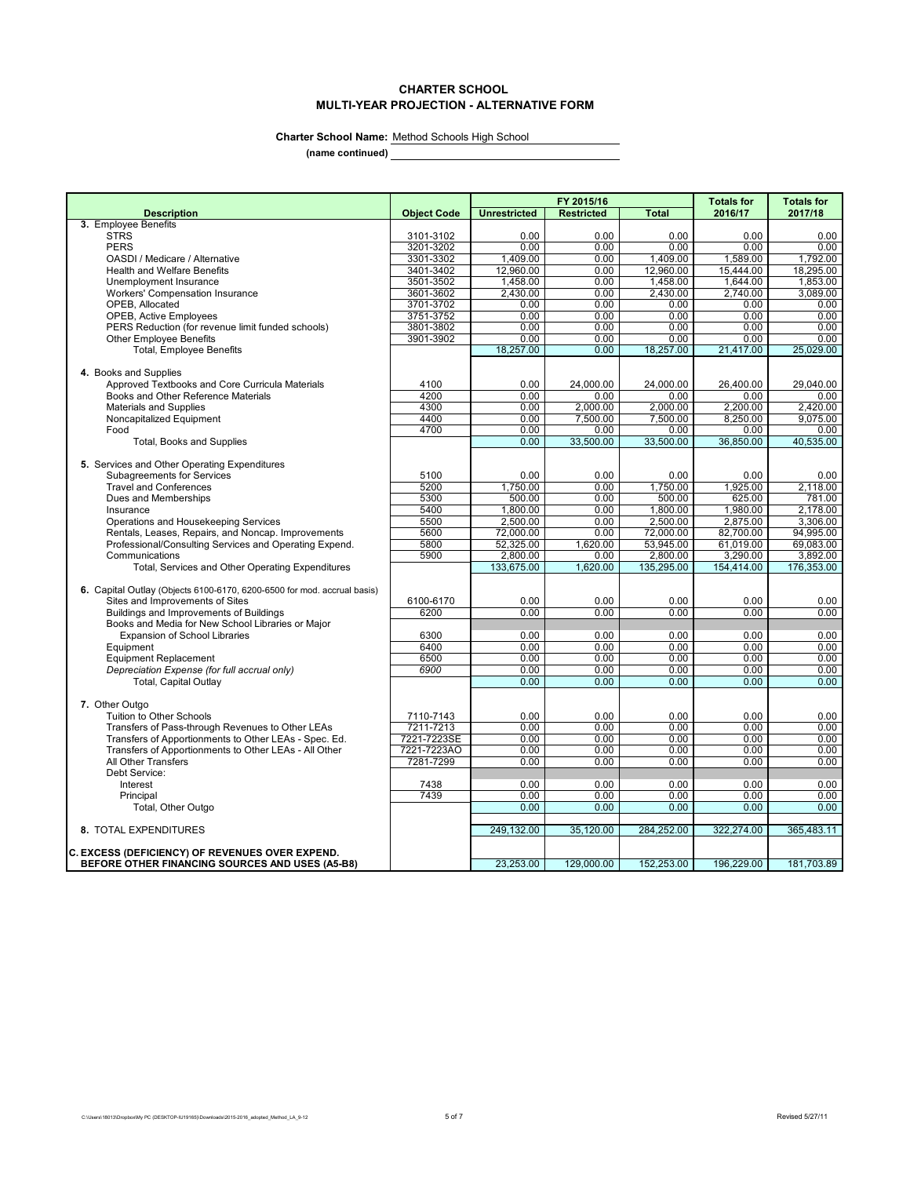**CHARTER SCHOOL**
**MULTI-YEAR PROJECTION - ALTERNATIVE FORM**

**Charter School Name:** Method Schools High School

**(name continued)**

| Description | Object Code | FY 2015/16 Unrestricted | FY 2015/16 Restricted | FY 2015/16 Total | Totals for 2016/17 | Totals for 2017/18 |
|---|---|---|---|---|---|---|
| **3.** Employee Benefits | | | | | | |
| STRS | 3101-3102 | 0.00 | 0.00 | 0.00 | 0.00 | 0.00 |
| PERS | 3201-3202 | 0.00 | 0.00 | 0.00 | 0.00 | 0.00 |
| OASDI / Medicare / Alternative | 3301-3302 | 1,409.00 | 0.00 | 1,409.00 | 1,589.00 | 1,792.00 |
| Health and Welfare Benefits | 3401-3402 | 12,960.00 | 0.00 | 12,960.00 | 15,444.00 | 18,295.00 |
| Unemployment Insurance | 3501-3502 | 1,458.00 | 0.00 | 1,458.00 | 1,644.00 | 1,853.00 |
| Workers' Compensation Insurance | 3601-3602 | 2,430.00 | 0.00 | 2,430.00 | 2,740.00 | 3,089.00 |
| OPEB, Allocated | 3701-3702 | 0.00 | 0.00 | 0.00 | 0.00 | 0.00 |
| OPEB, Active Employees | 3751-3752 | 0.00 | 0.00 | 0.00 | 0.00 | 0.00 |
| PERS Reduction (for revenue limit funded schools) | 3801-3802 | 0.00 | 0.00 | 0.00 | 0.00 | 0.00 |
| Other Employee Benefits | 3901-3902 | 0.00 | 0.00 | 0.00 | 0.00 | 0.00 |
| Total, Employee Benefits | | 18,257.00 | 0.00 | 18,257.00 | 21,417.00 | 25,029.00 |
| **4.** Books and Supplies | | | | | | |
| Approved Textbooks and Core Curricula Materials | 4100 | 0.00 | 24,000.00 | 24,000.00 | 26,400.00 | 29,040.00 |
| Books and Other Reference Materials | 4200 | 0.00 | 0.00 | 0.00 | 0.00 | 0.00 |
| Materials and Supplies | 4300 | 0.00 | 2,000.00 | 2,000.00 | 2,200.00 | 2,420.00 |
| Noncapitalized Equipment | 4400 | 0.00 | 7,500.00 | 7,500.00 | 8,250.00 | 9,075.00 |
| Food | 4700 | 0.00 | 0.00 | 0.00 | 0.00 | 0.00 |
| Total, Books and Supplies | | 0.00 | 33,500.00 | 33,500.00 | 36,850.00 | 40,535.00 |
| **5.** Services and Other Operating Expenditures | | | | | | |
| Subagreements for Services | 5100 | 0.00 | 0.00 | 0.00 | 0.00 | 0.00 |
| Travel and Conferences | 5200 | 1,750.00 | 0.00 | 1,750.00 | 1,925.00 | 2,118.00 |
| Dues and Memberships | 5300 | 500.00 | 0.00 | 500.00 | 625.00 | 781.00 |
| Insurance | 5400 | 1,800.00 | 0.00 | 1,800.00 | 1,980.00 | 2,178.00 |
| Operations and Housekeeping Services | 5500 | 2,500.00 | 0.00 | 2,500.00 | 2,875.00 | 3,306.00 |
| Rentals, Leases, Repairs, and Noncap. Improvements | 5600 | 72,000.00 | 0.00 | 72,000.00 | 82,700.00 | 94,995.00 |
| Professional/Consulting Services and Operating Expend. | 5800 | 52,325.00 | 1,620.00 | 53,945.00 | 61,019.00 | 69,083.00 |
| Communications | 5900 | 2,800.00 | 0.00 | 2,800.00 | 3,290.00 | 3,892.00 |
| Total, Services and Other Operating Expenditures | | 133,675.00 | 1,620.00 | 135,295.00 | 154,414.00 | 176,353.00 |
| **6.** Capital Outlay (Objects 6100-6170, 6200-6500 for mod. accrual basis) | | | | | | |
| Sites and Improvements of Sites | 6100-6170 | 0.00 | 0.00 | 0.00 | 0.00 | 0.00 |
| Buildings and Improvements of Buildings | 6200 | 0.00 | 0.00 | 0.00 | 0.00 | 0.00 |
| Books and Media for New School Libraries or Major Expansion of School Libraries | 6300 | 0.00 | 0.00 | 0.00 | 0.00 | 0.00 |
| Equipment | 6400 | 0.00 | 0.00 | 0.00 | 0.00 | 0.00 |
| Equipment Replacement | 6500 | 0.00 | 0.00 | 0.00 | 0.00 | 0.00 |
| *Depreciation Expense (for full accrual only)* | *6900* | 0.00 | 0.00 | 0.00 | 0.00 | 0.00 |
| Total, Capital Outlay | | 0.00 | 0.00 | 0.00 | 0.00 | 0.00 |
| **7.** Other Outgo | | | | | | |
| Tuition to Other Schools | 7110-7143 | 0.00 | 0.00 | 0.00 | 0.00 | 0.00 |
| Transfers of Pass-through Revenues to Other LEAs | 7211-7213 | 0.00 | 0.00 | 0.00 | 0.00 | 0.00 |
| Transfers of Apportionments to Other LEAs - Spec. Ed. | 7221-7223SE | 0.00 | 0.00 | 0.00 | 0.00 | 0.00 |
| Transfers of Apportionments to Other LEAs - All Other | 7221-7223AO | 0.00 | 0.00 | 0.00 | 0.00 | 0.00 |
| All Other Transfers | 7281-7299 | 0.00 | 0.00 | 0.00 | 0.00 | 0.00 |
| Debt Service: | | | | | | |
| Interest | 7438 | 0.00 | 0.00 | 0.00 | 0.00 | 0.00 |
| Principal | 7439 | 0.00 | 0.00 | 0.00 | 0.00 | 0.00 |
| Total, Other Outgo | | 0.00 | 0.00 | 0.00 | 0.00 | 0.00 |
| **8.** TOTAL EXPENDITURES | | 249,132.00 | 35,120.00 | 284,252.00 | 322,274.00 | 365,483.11 |
| **C. EXCESS (DEFICIENCY) OF REVENUES OVER EXPEND. BEFORE OTHER FINANCING SOURCES AND USES (A5-B8)** | | 23,253.00 | 129,000.00 | 152,253.00 | 196,229.00 | 181,703.89 |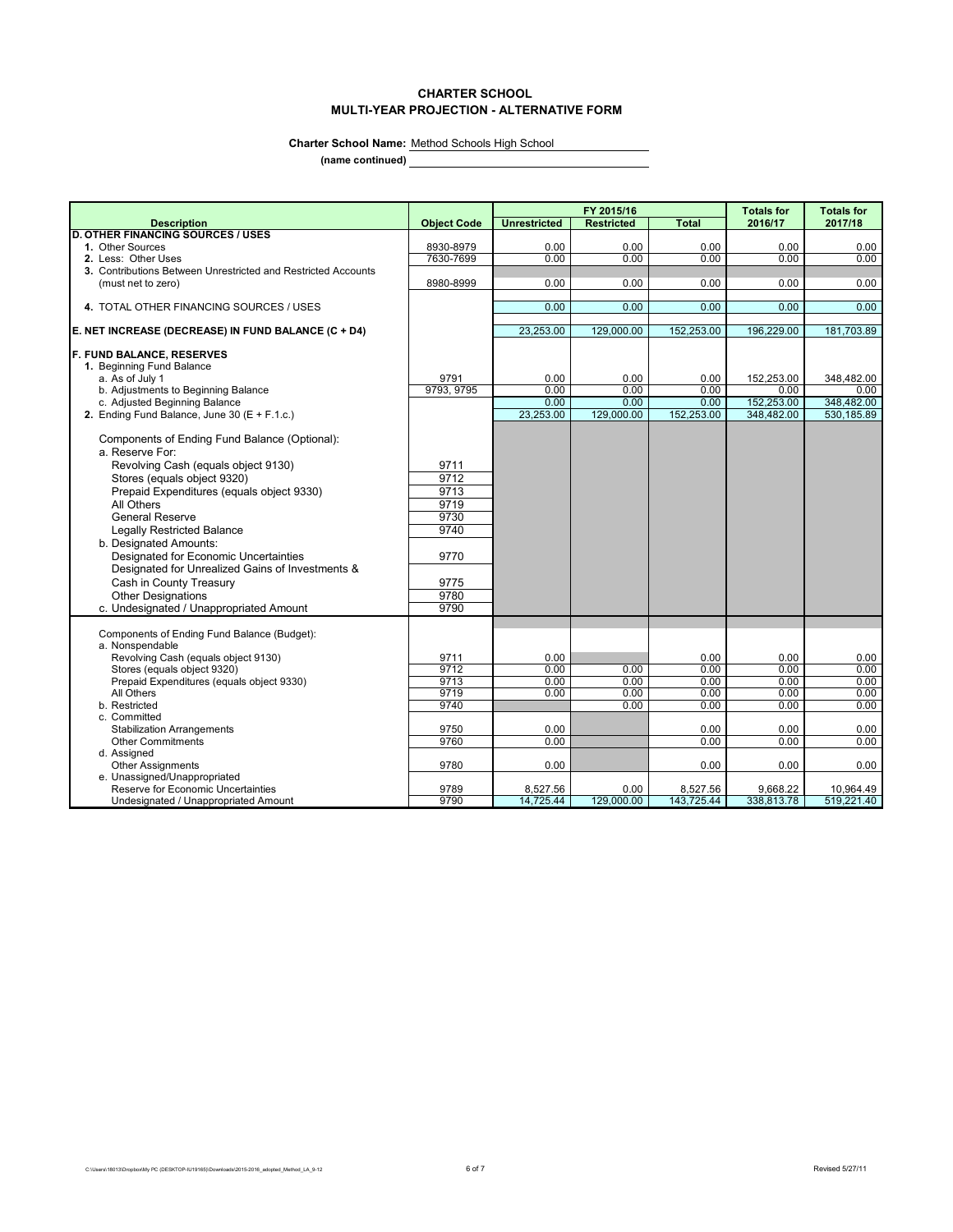# CHARTER SCHOOL
## MULTI-YEAR PROJECTION - ALTERNATIVE FORM

**Charter School Name:** Method Schools High School

**(name continued)**

| Description | Object Code | FY 2015/16 Unrestricted | FY 2015/16 Restricted | FY 2015/16 Total | Totals for 2016/17 | Totals for 2017/18 |
|---|---|---|---|---|---|---|
| **D. OTHER FINANCING SOURCES / USES** | | | | | | |
| **1.** Other Sources | 8930-8979 | 0.00 | 0.00 | 0.00 | 0.00 | 0.00 |
| **2.** Less: Other Uses | 7630-7699 | 0.00 | 0.00 | 0.00 | 0.00 | 0.00 |
| **3.** Contributions Between Unrestricted and Restricted Accounts (must net to zero) | 8980-8999 | 0.00 | 0.00 | 0.00 | 0.00 | 0.00 |
| **4.** TOTAL OTHER FINANCING SOURCES / USES | | 0.00 | 0.00 | 0.00 | 0.00 | 0.00 |
| **E. NET INCREASE (DECREASE) IN FUND BALANCE (C + D4)** | | 23,253.00 | 129,000.00 | 152,253.00 | 196,229.00 | 181,703.89 |
| **F. FUND BALANCE, RESERVES** | | | | | | |
| **1.** Beginning Fund Balance | | | | | | |
| a. As of July 1 | 9791 | 0.00 | 0.00 | 0.00 | 152,253.00 | 348,482.00 |
| b. Adjustments to Beginning Balance | 9793, 9795 | 0.00 | 0.00 | 0.00 | 0.00 | 0.00 |
| c. Adjusted Beginning Balance | | 0.00 | 0.00 | 0.00 | 152,253.00 | 348,482.00 |
| **2.** Ending Fund Balance, June 30 (E + F.1.c.) | | 23,253.00 | 129,000.00 | 152,253.00 | 348,482.00 | 530,185.89 |
| Components of Ending Fund Balance (Optional): | | | | | | |
| a. Reserve For: | | | | | | |
| Revolving Cash (equals object 9130) | 9711 | | | | | |
| Stores (equals object 9320) | 9712 | | | | | |
| Prepaid Expenditures (equals object 9330) | 9713 | | | | | |
| All Others | 9719 | | | | | |
| General Reserve | 9730 | | | | | |
| Legally Restricted Balance | 9740 | | | | | |
| b. Designated Amounts: | | | | | | |
| Designated for Economic Uncertainties | 9770 | | | | | |
| Designated for Unrealized Gains of Investments & Cash in County Treasury | 9775 | | | | | |
| Other Designations | 9780 | | | | | |
| c. Undesignated / Unappropriated Amount | 9790 | | | | | |
| Components of Ending Fund Balance (Budget): | | | | | | |
| a. Nonspendable | | | | | | |
| Revolving Cash (equals object 9130) | 9711 | 0.00 | | 0.00 | 0.00 | 0.00 |
| Stores (equals object 9320) | 9712 | 0.00 | 0.00 | 0.00 | 0.00 | 0.00 |
| Prepaid Expenditures (equals object 9330) | 9713 | 0.00 | 0.00 | 0.00 | 0.00 | 0.00 |
| All Others | 9719 | 0.00 | 0.00 | 0.00 | 0.00 | 0.00 |
| b. Restricted | 9740 | | 0.00 | 0.00 | 0.00 | 0.00 |
| c. Committed | | | | | | |
| Stabilization Arrangements | 9750 | 0.00 | | 0.00 | 0.00 | 0.00 |
| Other Commitments | 9760 | 0.00 | | 0.00 | 0.00 | 0.00 |
| d. Assigned | | | | | | |
| Other Assignments | 9780 | 0.00 | | 0.00 | 0.00 | 0.00 |
| e. Unassigned/Unappropriated | | | | | | |
| Reserve for Economic Uncertainties | 9789 | 8,527.56 | 0.00 | 8,527.56 | 9,668.22 | 10,964.49 |
| Undesignated / Unappropriated Amount | 9790 | 14,725.44 | 129,000.00 | 143,725.44 | 338,813.78 | 519,221.40 |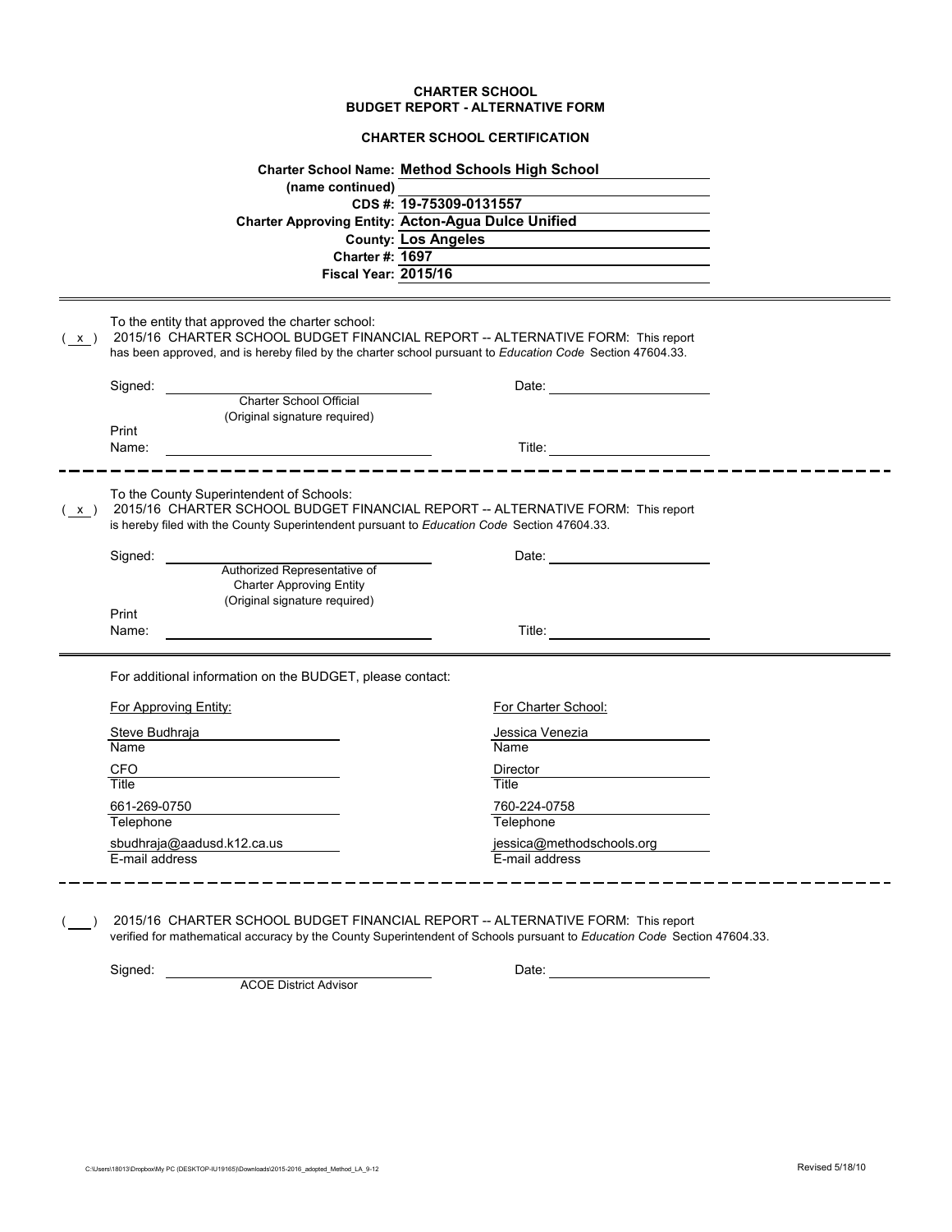# CHARTER SCHOOL
## BUDGET REPORT - ALTERNATIVE FORM

### CHARTER SCHOOL CERTIFICATION

**Charter School Name:** **Method Schools High School**
**(name continued)**
**CDS #:** **19-75309-0131557**
**Charter Approving Entity:** **Acton-Agua Dulce Unified**
**County:** **Los Angeles**
**Charter #:** **1697**
**Fiscal Year:** **2015/16**

---

( x ) To the entity that approved the charter school:
2015/16 CHARTER SCHOOL BUDGET FINANCIAL REPORT -- ALTERNATIVE FORM: This report has been approved, and is hereby filed by the charter school pursuant to *Education Code* Section 47604.33.

Signed: ______________________________ Date: ____________________
Charter School Official
(Original signature required)

Print Name: ______________________________ Title: ____________________

---

( x ) To the County Superintendent of Schools:
2015/16 CHARTER SCHOOL BUDGET FINANCIAL REPORT -- ALTERNATIVE FORM: This report is hereby filed with the County Superintendent pursuant to *Education Code* Section 47604.33.

Signed: ______________________________ Date: ____________________
Authorized Representative of
Charter Approving Entity
(Original signature required)

Print Name: ______________________________ Title: ____________________

---

For additional information on the BUDGET, please contact:

| For Approving Entity: | For Charter School: |
|---|---|
| Steve Budhraja (Name) | Jessica Venezia (Name) |
| CFO (Title) | Director (Title) |
| 661-269-0750 (Telephone) | 760-224-0758 (Telephone) |
| sbudhraja@aadusd.k12.ca.us (E-mail address) | jessica@methodschools.org (E-mail address) |

---

( ) 2015/16 CHARTER SCHOOL BUDGET FINANCIAL REPORT -- ALTERNATIVE FORM: This report verified for mathematical accuracy by the County Superintendent of Schools pursuant to *Education Code* Section 47604.33.

Signed: ______________________________ Date: ____________________
ACOE District Advisor

C:\Users\18013\Dropbox\My PC (DESKTOP-IU19165)\Downloads\2015-2016_adopted_Method_LA_9-12

Revised 5/18/10